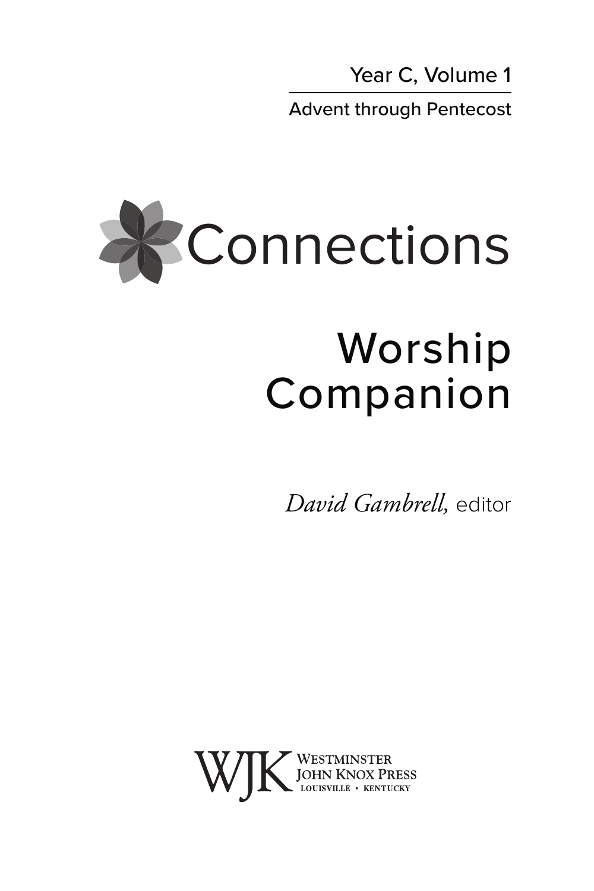Year C, Volume 1

Advent through Pentecost

# Connections

## Worship Companion

*David Gambrell,* editor

WJK Westminster John Knox Press
Louisville • Kentucky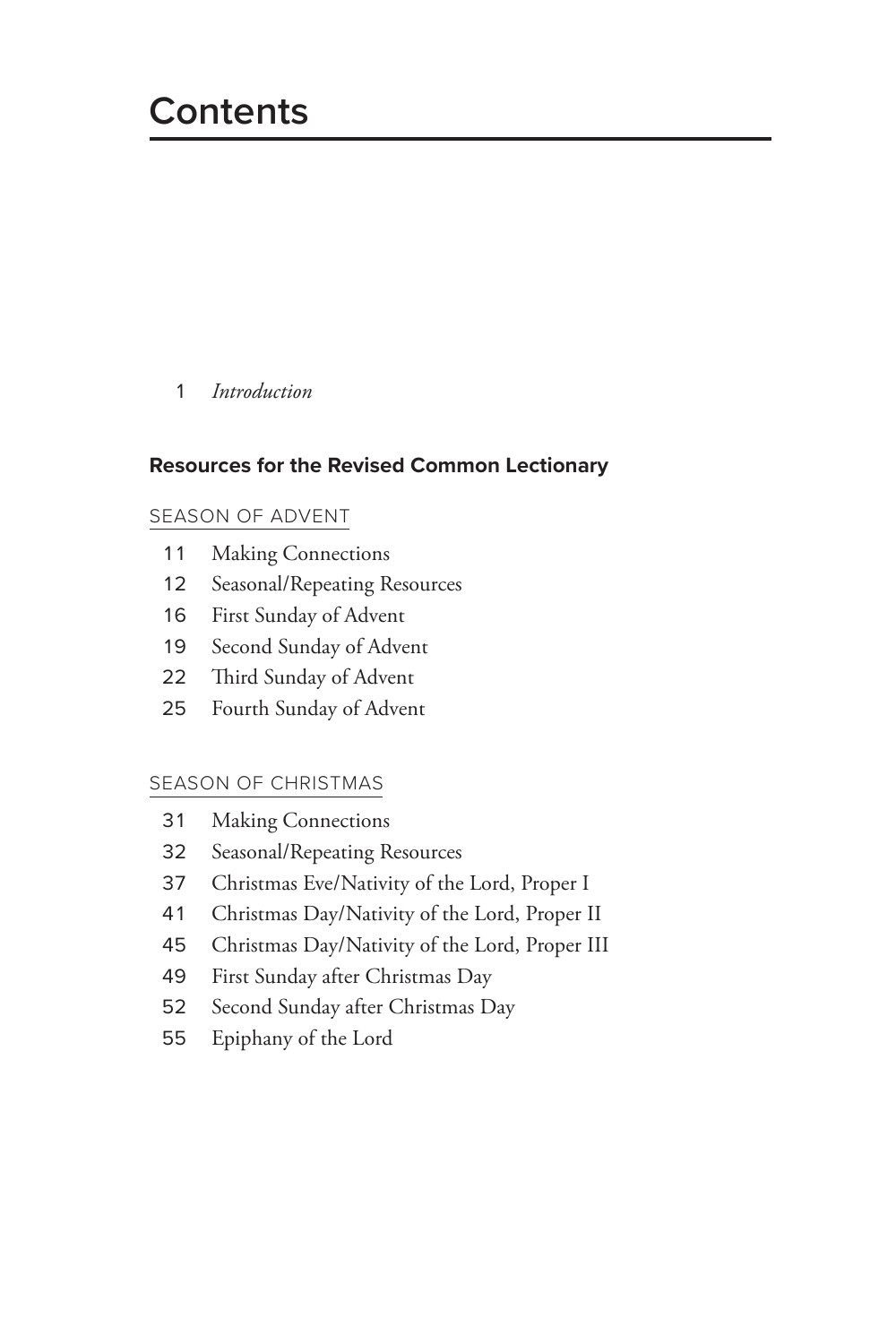# Contents

1 *Introduction*

**Resources for the Revised Common Lectionary**

SEASON OF ADVENT

11 Making Connections
12 Seasonal/Repeating Resources
16 First Sunday of Advent
19 Second Sunday of Advent
22 Third Sunday of Advent
25 Fourth Sunday of Advent

SEASON OF CHRISTMAS

31 Making Connections
32 Seasonal/Repeating Resources
37 Christmas Eve/Nativity of the Lord, Proper I
41 Christmas Day/Nativity of the Lord, Proper II
45 Christmas Day/Nativity of the Lord, Proper III
49 First Sunday after Christmas Day
52 Second Sunday after Christmas Day
55 Epiphany of the Lord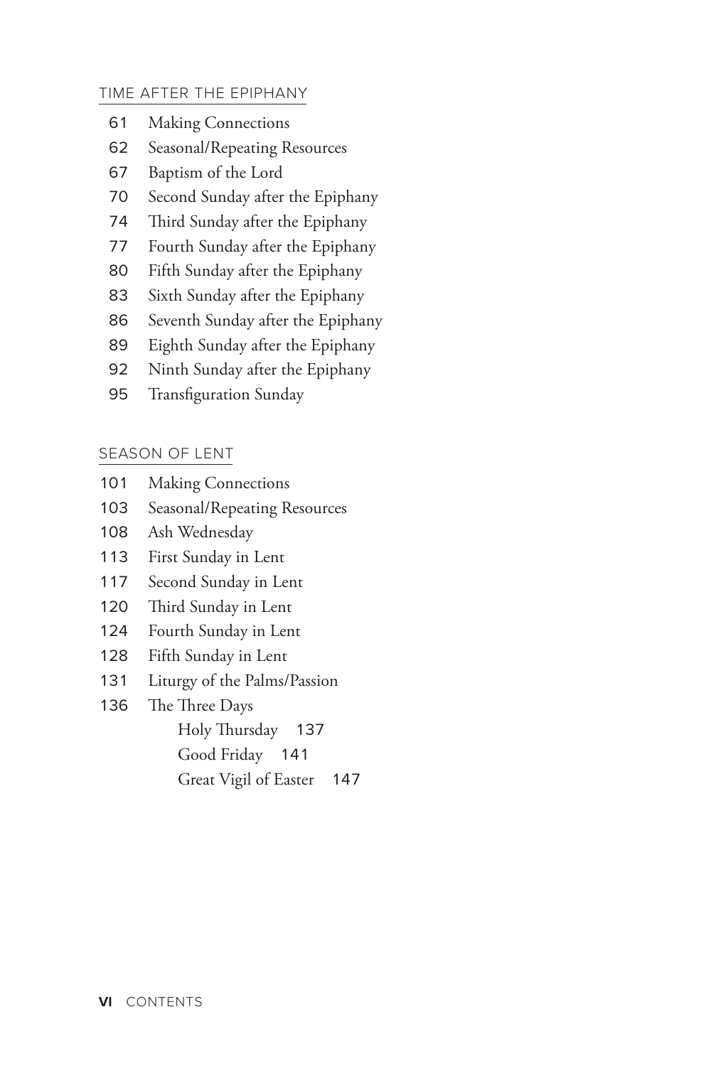## TIME AFTER THE EPIPHANY

61 Making Connections
62 Seasonal/Repeating Resources
67 Baptism of the Lord
70 Second Sunday after the Epiphany
74 Third Sunday after the Epiphany
77 Fourth Sunday after the Epiphany
80 Fifth Sunday after the Epiphany
83 Sixth Sunday after the Epiphany
86 Seventh Sunday after the Epiphany
89 Eighth Sunday after the Epiphany
92 Ninth Sunday after the Epiphany
95 Transfiguration Sunday

## SEASON OF LENT

101 Making Connections
103 Seasonal/Repeating Resources
108 Ash Wednesday
113 First Sunday in Lent
117 Second Sunday in Lent
120 Third Sunday in Lent
124 Fourth Sunday in Lent
128 Fifth Sunday in Lent
131 Liturgy of the Palms/Passion
136 The Three Days
- Holy Thursday 137
- Good Friday 141
- Great Vigil of Easter 147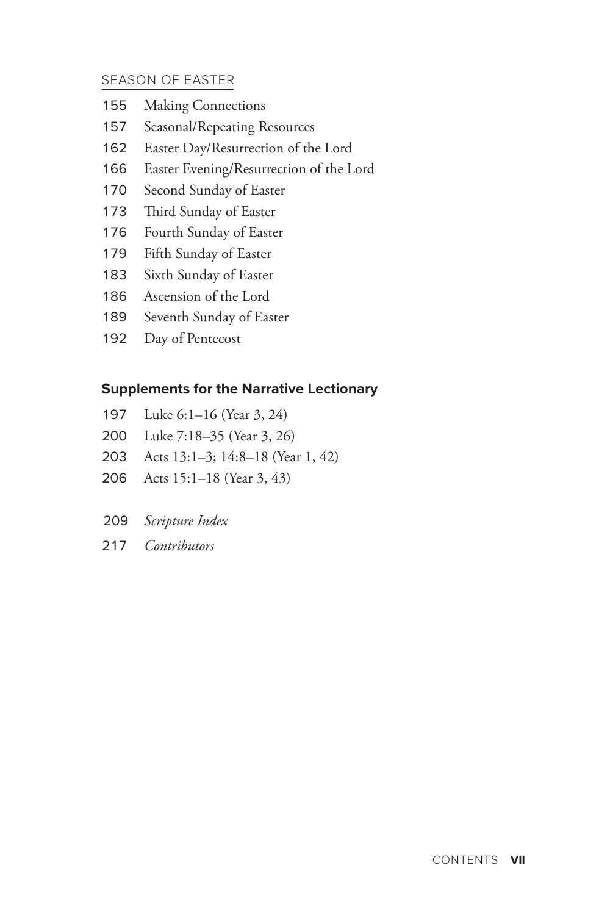## SEASON OF EASTER

155 Making Connections
157 Seasonal/Repeating Resources
162 Easter Day/Resurrection of the Lord
166 Easter Evening/Resurrection of the Lord
170 Second Sunday of Easter
173 Third Sunday of Easter
176 Fourth Sunday of Easter
179 Fifth Sunday of Easter
183 Sixth Sunday of Easter
186 Ascension of the Lord
189 Seventh Sunday of Easter
192 Day of Pentecost

## Supplements for the Narrative Lectionary

197 Luke 6:1–16 (Year 3, 24)
200 Luke 7:18–35 (Year 3, 26)
203 Acts 13:1–3; 14:8–18 (Year 1, 42)
206 Acts 15:1–18 (Year 3, 43)

209 *Scripture Index*
217 *Contributors*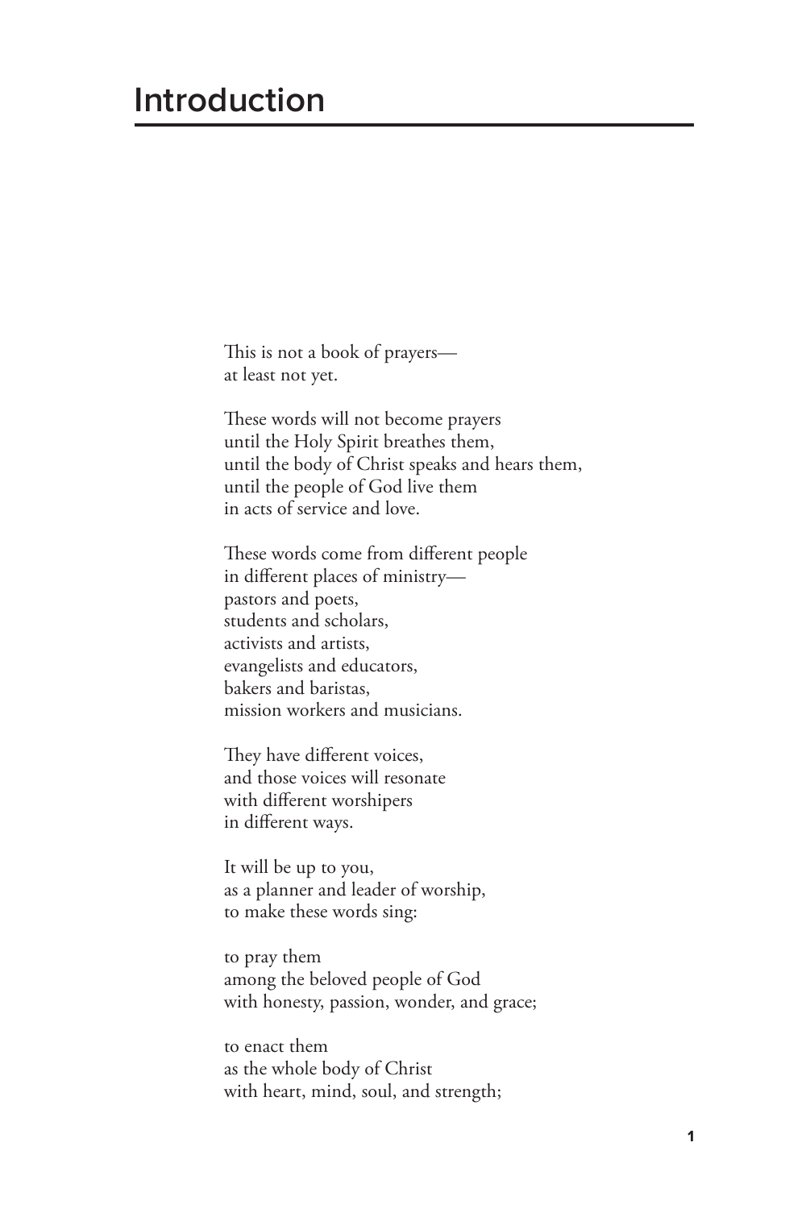# Introduction

This is not a book of prayers—
at least not yet.

These words will not become prayers
until the Holy Spirit breathes them,
until the body of Christ speaks and hears them,
until the people of God live them
in acts of service and love.

These words come from different people
in different places of ministry—
pastors and poets,
students and scholars,
activists and artists,
evangelists and educators,
bakers and baristas,
mission workers and musicians.

They have different voices,
and those voices will resonate
with different worshipers
in different ways.

It will be up to you,
as a planner and leader of worship,
to make these words sing:

to pray them
among the beloved people of God
with honesty, passion, wonder, and grace;

to enact them
as the whole body of Christ
with heart, mind, soul, and strength;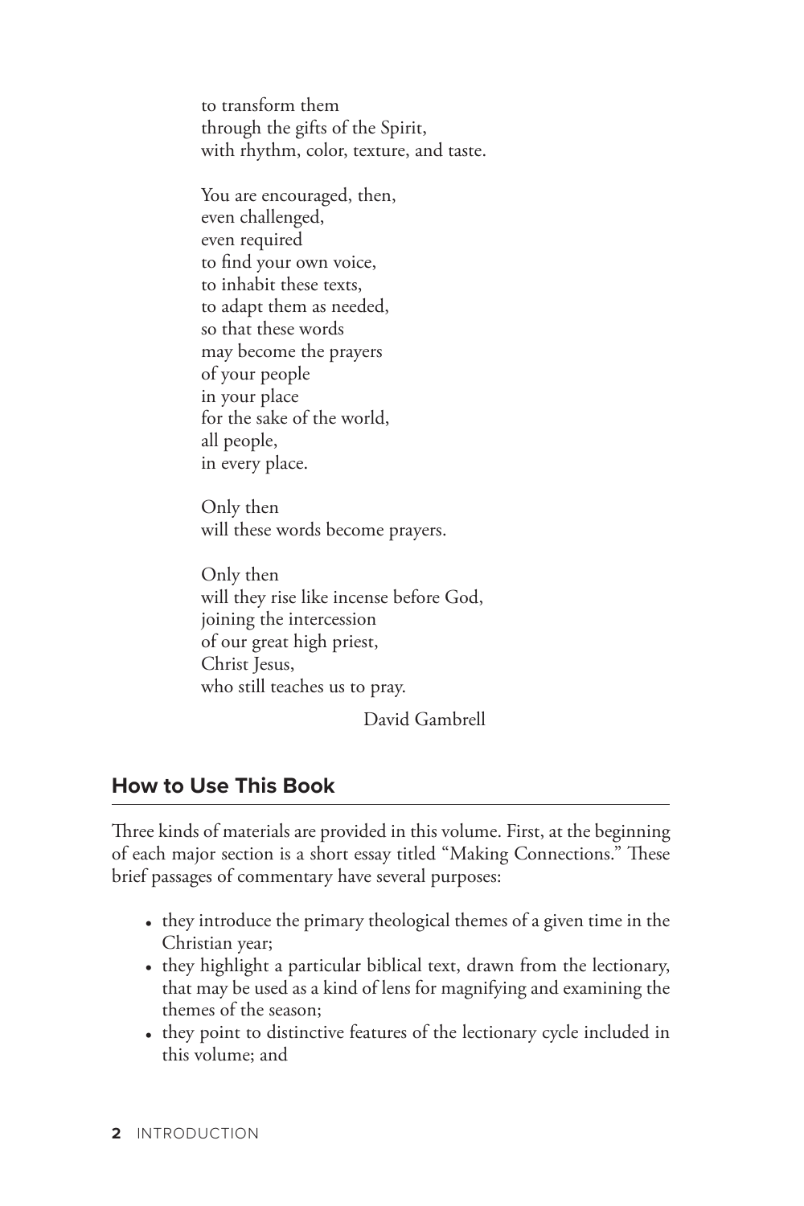to transform them  
through the gifts of the Spirit,  
with rhythm, color, texture, and taste.

You are encouraged, then,  
even challenged,  
even required  
to find your own voice,  
to inhabit these texts,  
to adapt them as needed,  
so that these words  
may become the prayers  
of your people  
in your place  
for the sake of the world,  
all people,  
in every place.

Only then  
will these words become prayers.

Only then  
will they rise like incense before God,  
joining the intercession  
of our great high priest,  
Christ Jesus,  
who still teaches us to pray.

David Gambrell

## How to Use This Book

Three kinds of materials are provided in this volume. First, at the beginning of each major section is a short essay titled "Making Connections." These brief passages of commentary have several purposes:

- they introduce the primary theological themes of a given time in the Christian year;
- they highlight a particular biblical text, drawn from the lectionary, that may be used as a kind of lens for magnifying and examining the themes of the season;
- they point to distinctive features of the lectionary cycle included in this volume; and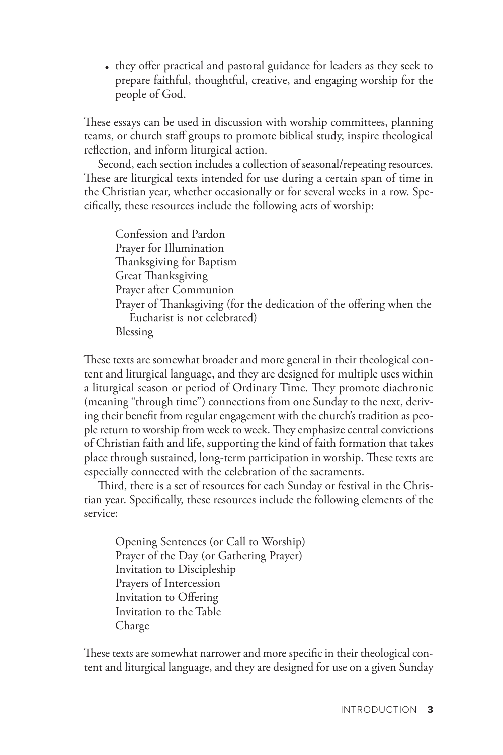- they offer practical and pastoral guidance for leaders as they seek to prepare faithful, thoughtful, creative, and engaging worship for the people of God.

These essays can be used in discussion with worship committees, planning teams, or church staff groups to promote biblical study, inspire theological reflection, and inform liturgical action.

Second, each section includes a collection of seasonal/repeating resources. These are liturgical texts intended for use during a certain span of time in the Christian year, whether occasionally or for several weeks in a row. Specifically, these resources include the following acts of worship:

Confession and Pardon
Prayer for Illumination
Thanksgiving for Baptism
Great Thanksgiving
Prayer after Communion
Prayer of Thanksgiving (for the dedication of the offering when the Eucharist is not celebrated)
Blessing

These texts are somewhat broader and more general in their theological content and liturgical language, and they are designed for multiple uses within a liturgical season or period of Ordinary Time. They promote diachronic (meaning "through time") connections from one Sunday to the next, deriving their benefit from regular engagement with the church's tradition as people return to worship from week to week. They emphasize central convictions of Christian faith and life, supporting the kind of faith formation that takes place through sustained, long-term participation in worship. These texts are especially connected with the celebration of the sacraments.

Third, there is a set of resources for each Sunday or festival in the Christian year. Specifically, these resources include the following elements of the service:

Opening Sentences (or Call to Worship)
Prayer of the Day (or Gathering Prayer)
Invitation to Discipleship
Prayers of Intercession
Invitation to Offering
Invitation to the Table
Charge

These texts are somewhat narrower and more specific in their theological content and liturgical language, and they are designed for use on a given Sunday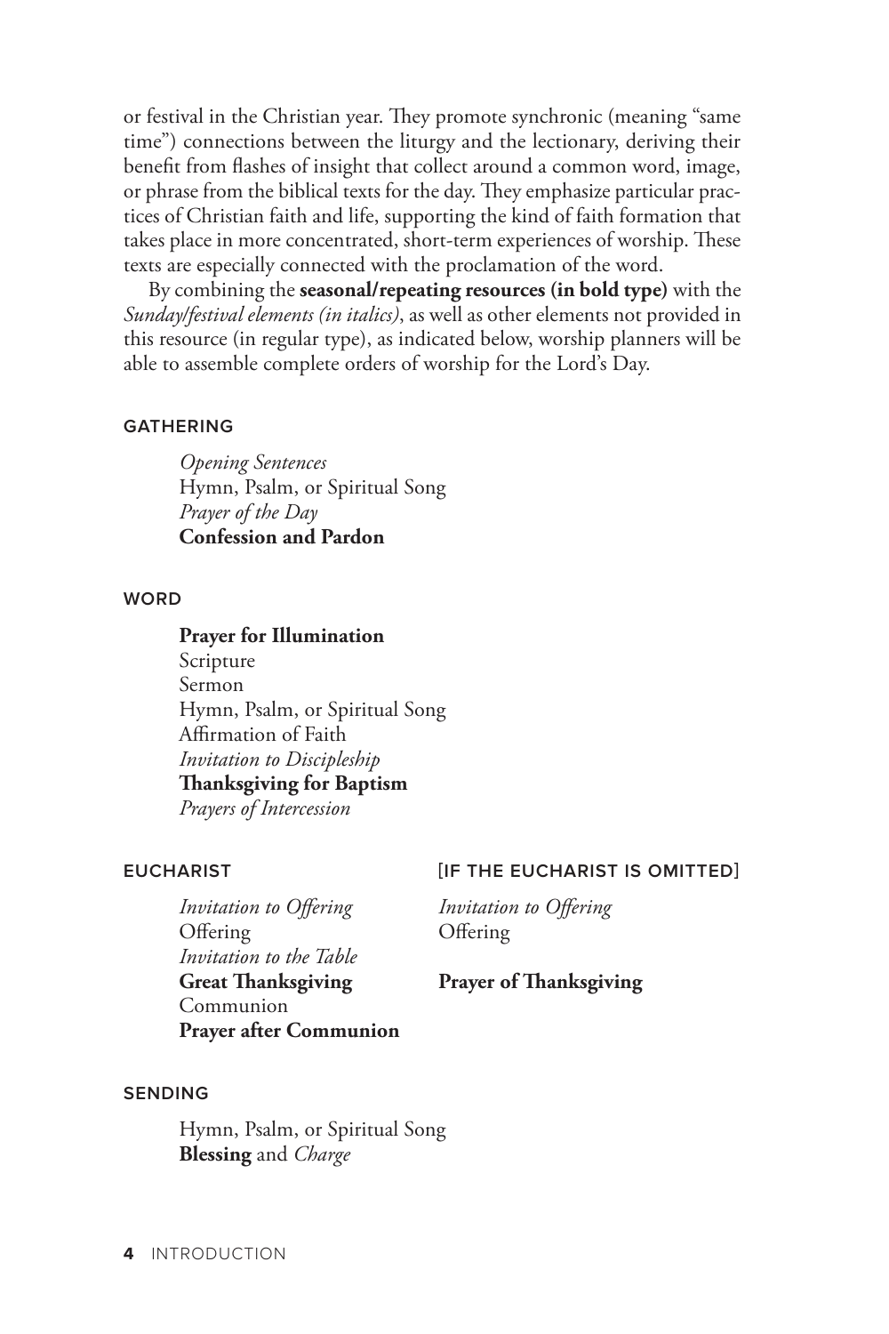or festival in the Christian year. They promote synchronic (meaning "same time") connections between the liturgy and the lectionary, deriving their benefit from flashes of insight that collect around a common word, image, or phrase from the biblical texts for the day. They emphasize particular practices of Christian faith and life, supporting the kind of faith formation that takes place in more concentrated, short-term experiences of worship. These texts are especially connected with the proclamation of the word.

By combining the **seasonal/repeating resources (in bold type)** with the *Sunday/festival elements (in italics)*, as well as other elements not provided in this resource (in regular type), as indicated below, worship planners will be able to assemble complete orders of worship for the Lord's Day.

### GATHERING

*Opening Sentences*
Hymn, Psalm, or Spiritual Song
*Prayer of the Day*
**Confession and Pardon**

### WORD

**Prayer for Illumination**
Scripture
Sermon
Hymn, Psalm, or Spiritual Song
Affirmation of Faith
*Invitation to Discipleship*
**Thanksgiving for Baptism**
*Prayers of Intercession*

### EUCHARIST

*Invitation to Offering*
Offering
*Invitation to the Table*
**Great Thanksgiving**
Communion
**Prayer after Communion**

### [IF THE EUCHARIST IS OMITTED]

*Invitation to Offering*
Offering

**Prayer of Thanksgiving**

### SENDING

Hymn, Psalm, or Spiritual Song
**Blessing** and *Charge*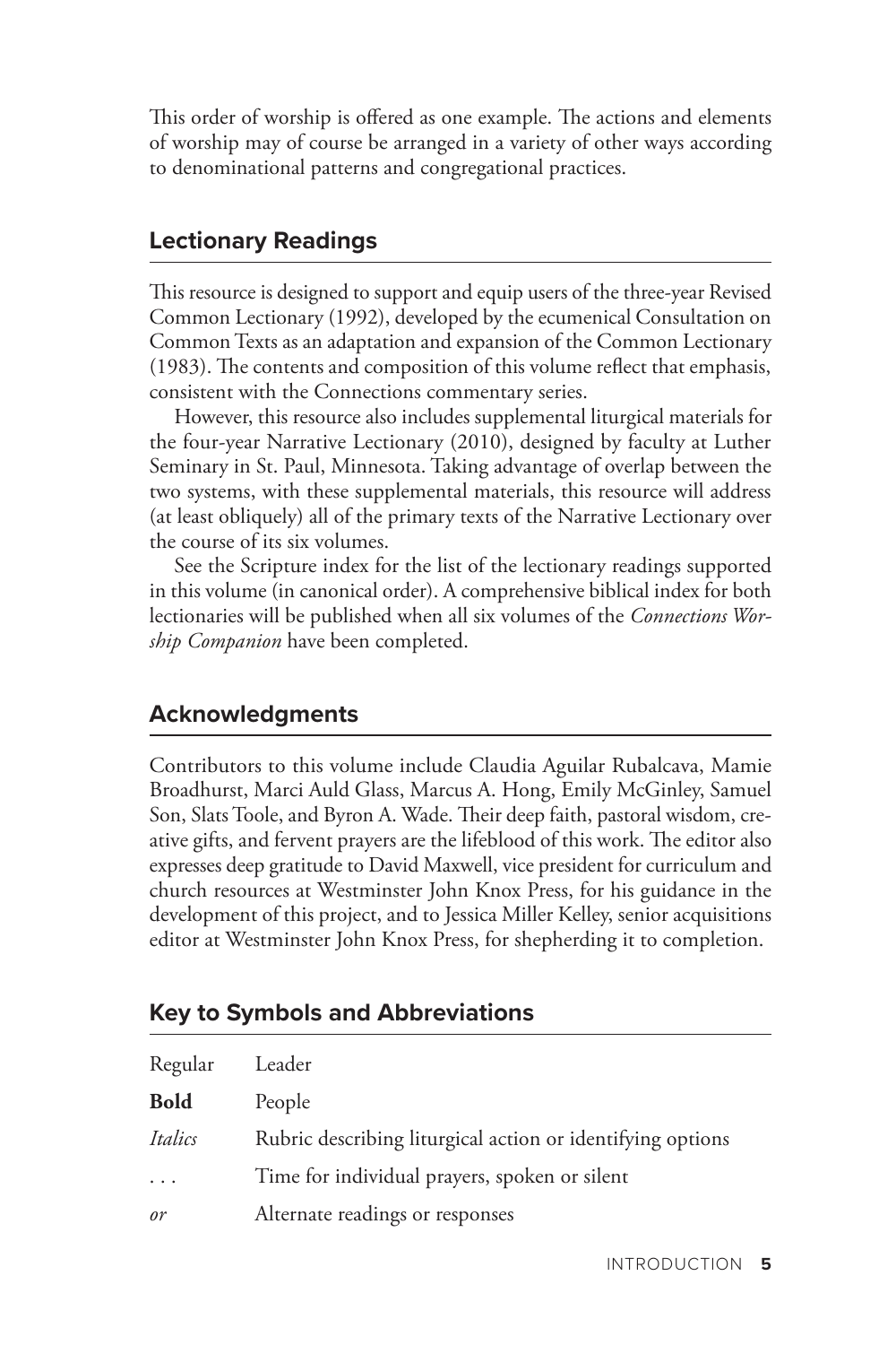This order of worship is offered as one example. The actions and elements of worship may of course be arranged in a variety of other ways according to denominational patterns and congregational practices.

## Lectionary Readings

This resource is designed to support and equip users of the three-year Revised Common Lectionary (1992), developed by the ecumenical Consultation on Common Texts as an adaptation and expansion of the Common Lectionary (1983). The contents and composition of this volume reflect that emphasis, consistent with the Connections commentary series.

However, this resource also includes supplemental liturgical materials for the four-year Narrative Lectionary (2010), designed by faculty at Luther Seminary in St. Paul, Minnesota. Taking advantage of overlap between the two systems, with these supplemental materials, this resource will address (at least obliquely) all of the primary texts of the Narrative Lectionary over the course of its six volumes.

See the Scripture index for the list of the lectionary readings supported in this volume (in canonical order). A comprehensive biblical index for both lectionaries will be published when all six volumes of the *Connections Worship Companion* have been completed.

## Acknowledgments

Contributors to this volume include Claudia Aguilar Rubalcava, Mamie Broadhurst, Marci Auld Glass, Marcus A. Hong, Emily McGinley, Samuel Son, Slats Toole, and Byron A. Wade. Their deep faith, pastoral wisdom, creative gifts, and fervent prayers are the lifeblood of this work. The editor also expresses deep gratitude to David Maxwell, vice president for curriculum and church resources at Westminster John Knox Press, for his guidance in the development of this project, and to Jessica Miller Kelley, senior acquisitions editor at Westminster John Knox Press, for shepherding it to completion.

## Key to Symbols and Abbreviations

| | |
|---|---|
| Regular | Leader |
| **Bold** | People |
| *Italics* | Rubric describing liturgical action or identifying options |
| . . . | Time for individual prayers, spoken or silent |
| *or* | Alternate readings or responses |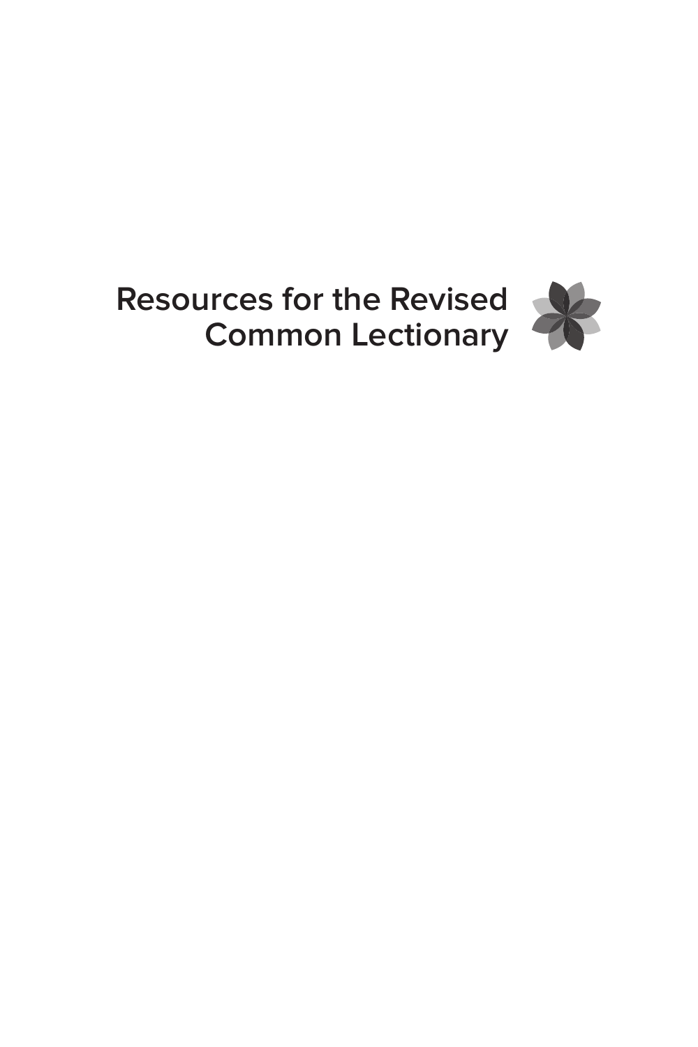# Resources for the Revised Common Lectionary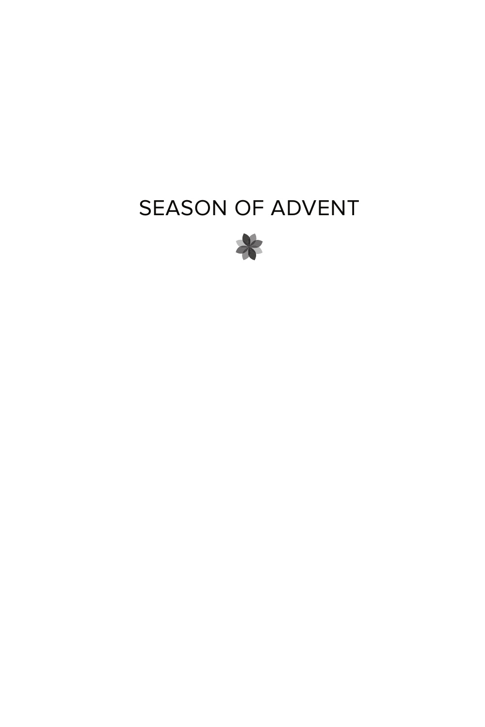# SEASON OF ADVENT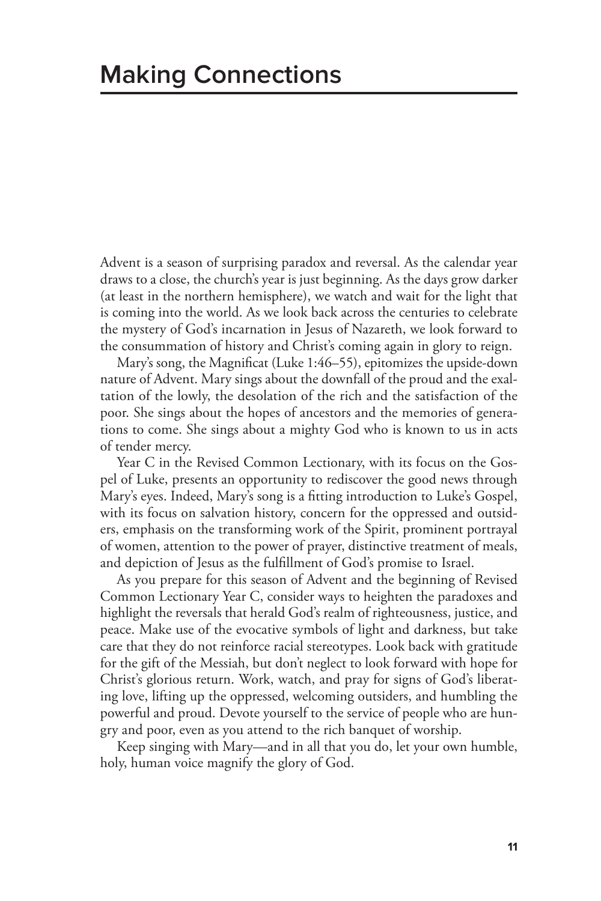# Making Connections

Advent is a season of surprising paradox and reversal. As the calendar year draws to a close, the church's year is just beginning. As the days grow darker (at least in the northern hemisphere), we watch and wait for the light that is coming into the world. As we look back across the centuries to celebrate the mystery of God's incarnation in Jesus of Nazareth, we look forward to the consummation of history and Christ's coming again in glory to reign.

Mary's song, the Magnificat (Luke 1:46–55), epitomizes the upside-down nature of Advent. Mary sings about the downfall of the proud and the exaltation of the lowly, the desolation of the rich and the satisfaction of the poor. She sings about the hopes of ancestors and the memories of generations to come. She sings about a mighty God who is known to us in acts of tender mercy.

Year C in the Revised Common Lectionary, with its focus on the Gospel of Luke, presents an opportunity to rediscover the good news through Mary's eyes. Indeed, Mary's song is a fitting introduction to Luke's Gospel, with its focus on salvation history, concern for the oppressed and outsiders, emphasis on the transforming work of the Spirit, prominent portrayal of women, attention to the power of prayer, distinctive treatment of meals, and depiction of Jesus as the fulfillment of God's promise to Israel.

As you prepare for this season of Advent and the beginning of Revised Common Lectionary Year C, consider ways to heighten the paradoxes and highlight the reversals that herald God's realm of righteousness, justice, and peace. Make use of the evocative symbols of light and darkness, but take care that they do not reinforce racial stereotypes. Look back with gratitude for the gift of the Messiah, but don't neglect to look forward with hope for Christ's glorious return. Work, watch, and pray for signs of God's liberating love, lifting up the oppressed, welcoming outsiders, and humbling the powerful and proud. Devote yourself to the service of people who are hungry and poor, even as you attend to the rich banquet of worship.

Keep singing with Mary—and in all that you do, let your own humble, holy, human voice magnify the glory of God.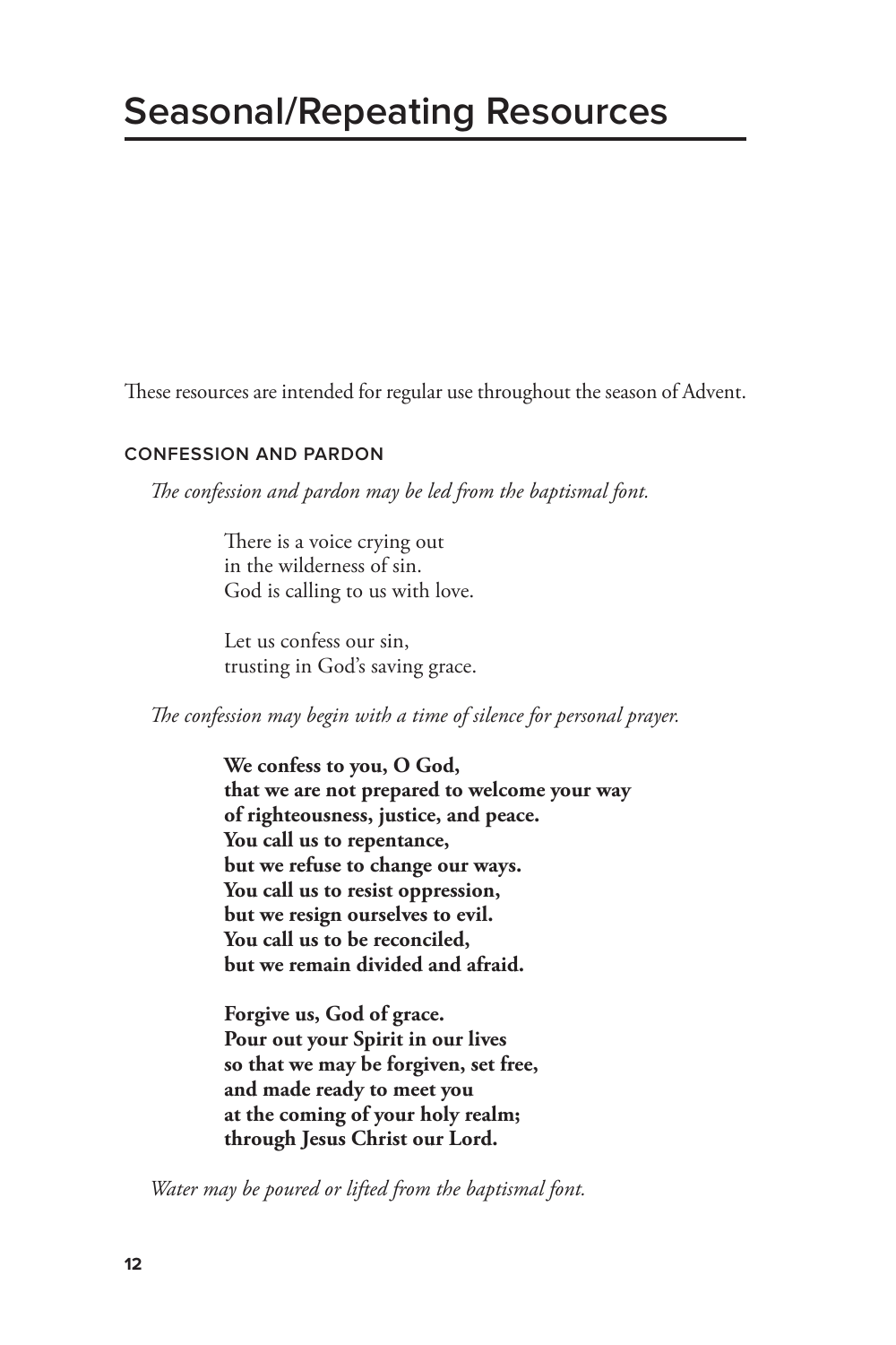# Seasonal/Repeating Resources

These resources are intended for regular use throughout the season of Advent.

### CONFESSION AND PARDON

*The confession and pardon may be led from the baptismal font.*

There is a voice crying out
in the wilderness of sin.
God is calling to us with love.

Let us confess our sin,
trusting in God's saving grace.

*The confession may begin with a time of silence for personal prayer.*

**We confess to you, O God,
that we are not prepared to welcome your way
of righteousness, justice, and peace.
You call us to repentance,
but we refuse to change our ways.
You call us to resist oppression,
but we resign ourselves to evil.
You call us to be reconciled,
but we remain divided and afraid.**

**Forgive us, God of grace.
Pour out your Spirit in our lives
so that we may be forgiven, set free,
and made ready to meet you
at the coming of your holy realm;
through Jesus Christ our Lord.**

*Water may be poured or lifted from the baptismal font.*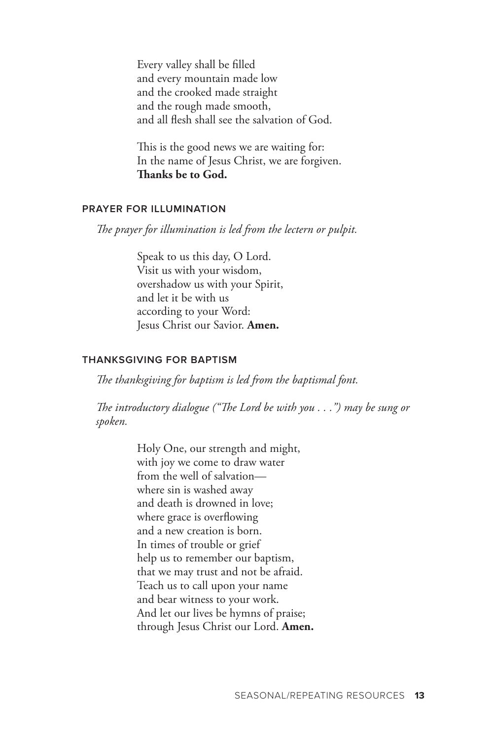Every valley shall be filled
and every mountain made low
and the crooked made straight
and the rough made smooth,
and all flesh shall see the salvation of God.

This is the good news we are waiting for:
In the name of Jesus Christ, we are forgiven.
**Thanks be to God.**

### PRAYER FOR ILLUMINATION

*The prayer for illumination is led from the lectern or pulpit.*

Speak to us this day, O Lord.
Visit us with your wisdom,
overshadow us with your Spirit,
and let it be with us
according to your Word:
Jesus Christ our Savior. **Amen.**

### THANKSGIVING FOR BAPTISM

*The thanksgiving for baptism is led from the baptismal font.*

*The introductory dialogue ("The Lord be with you . . .") may be sung or spoken.*

Holy One, our strength and might,
with joy we come to draw water
from the well of salvation—
where sin is washed away
and death is drowned in love;
where grace is overflowing
and a new creation is born.
In times of trouble or grief
help us to remember our baptism,
that we may trust and not be afraid.
Teach us to call upon your name
and bear witness to your work.
And let our lives be hymns of praise;
through Jesus Christ our Lord. **Amen.**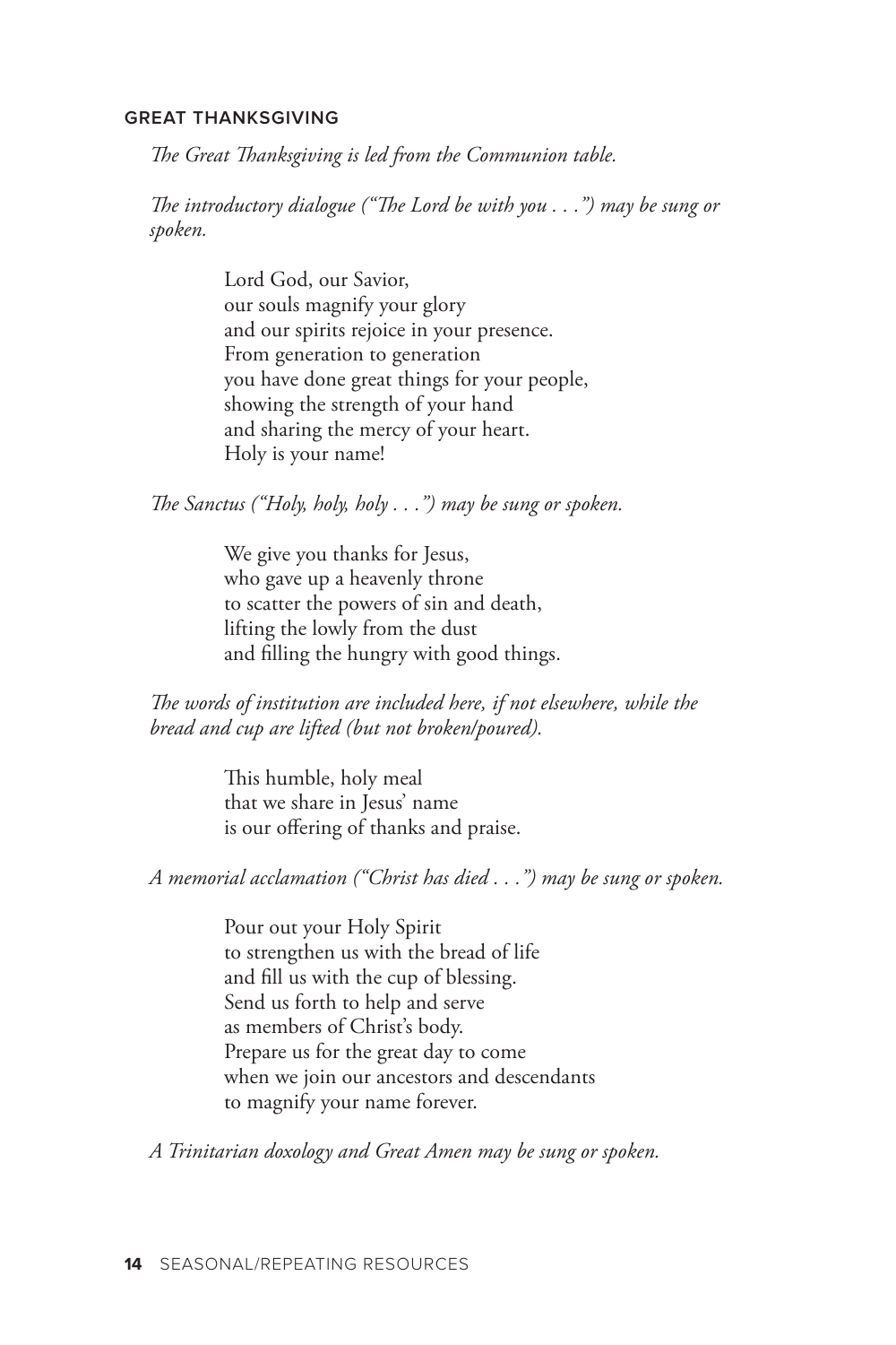### GREAT THANKSGIVING

*The Great Thanksgiving is led from the Communion table.*

*The introductory dialogue ("The Lord be with you . . .") may be sung or spoken.*

> Lord God, our Savior,
> our souls magnify your glory
> and our spirits rejoice in your presence.
> From generation to generation
> you have done great things for your people,
> showing the strength of your hand
> and sharing the mercy of your heart.
> Holy is your name!

*The Sanctus ("Holy, holy, holy . . .") may be sung or spoken.*

> We give you thanks for Jesus,
> who gave up a heavenly throne
> to scatter the powers of sin and death,
> lifting the lowly from the dust
> and filling the hungry with good things.

*The words of institution are included here, if not elsewhere, while the bread and cup are lifted (but not broken/poured).*

> This humble, holy meal
> that we share in Jesus' name
> is our offering of thanks and praise.

*A memorial acclamation ("Christ has died . . .") may be sung or spoken.*

> Pour out your Holy Spirit
> to strengthen us with the bread of life
> and fill us with the cup of blessing.
> Send us forth to help and serve
> as members of Christ's body.
> Prepare us for the great day to come
> when we join our ancestors and descendants
> to magnify your name forever.

*A Trinitarian doxology and Great Amen may be sung or spoken.*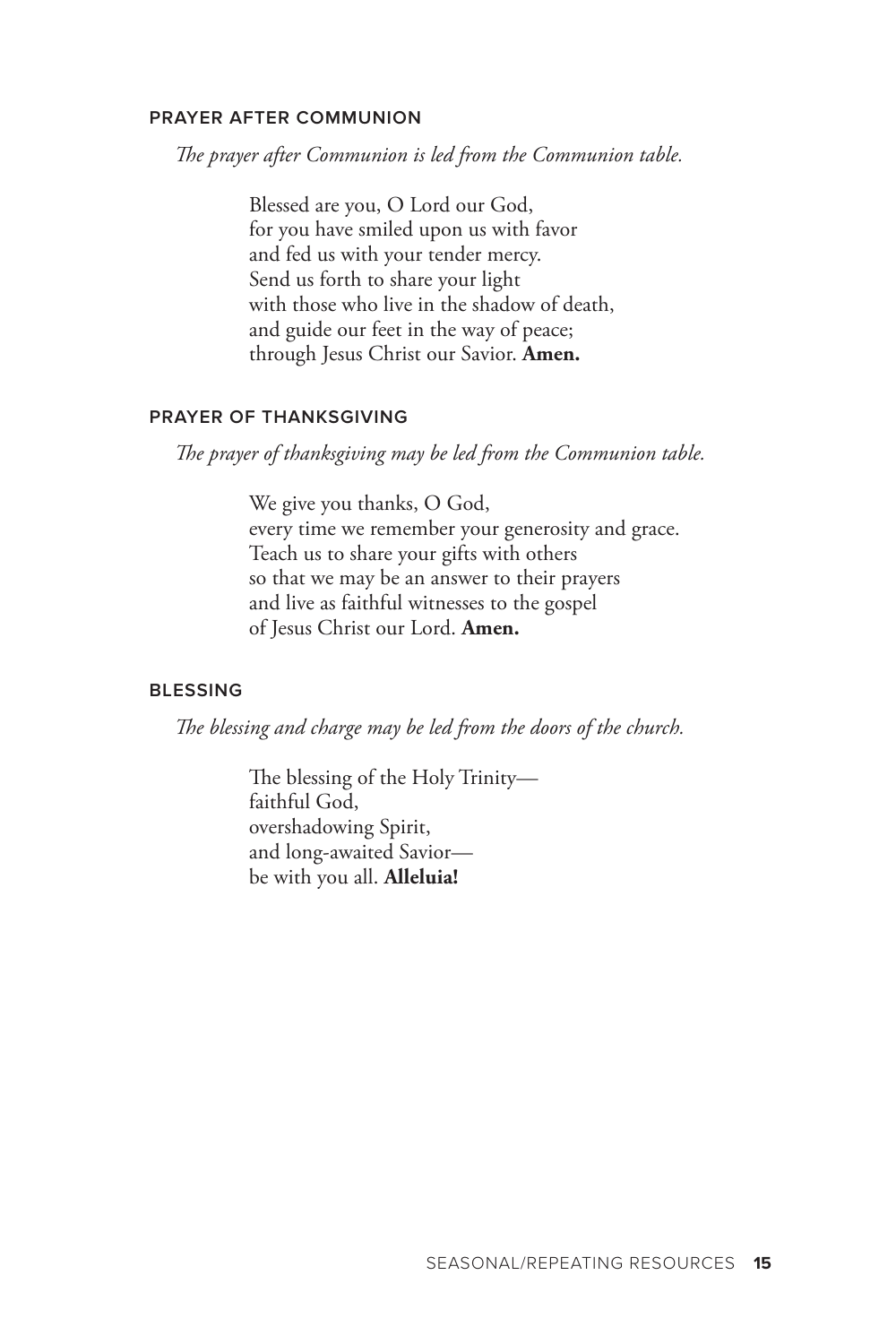## PRAYER AFTER COMMUNION

*The prayer after Communion is led from the Communion table.*

Blessed are you, O Lord our God,
for you have smiled upon us with favor
and fed us with your tender mercy.
Send us forth to share your light
with those who live in the shadow of death,
and guide our feet in the way of peace;
through Jesus Christ our Savior. **Amen.**

## PRAYER OF THANKSGIVING

*The prayer of thanksgiving may be led from the Communion table.*

We give you thanks, O God,
every time we remember your generosity and grace.
Teach us to share your gifts with others
so that we may be an answer to their prayers
and live as faithful witnesses to the gospel
of Jesus Christ our Lord. **Amen.**

## BLESSING

*The blessing and charge may be led from the doors of the church.*

The blessing of the Holy Trinity—
faithful God,
overshadowing Spirit,
and long-awaited Savior—
be with you all. **Alleluia!**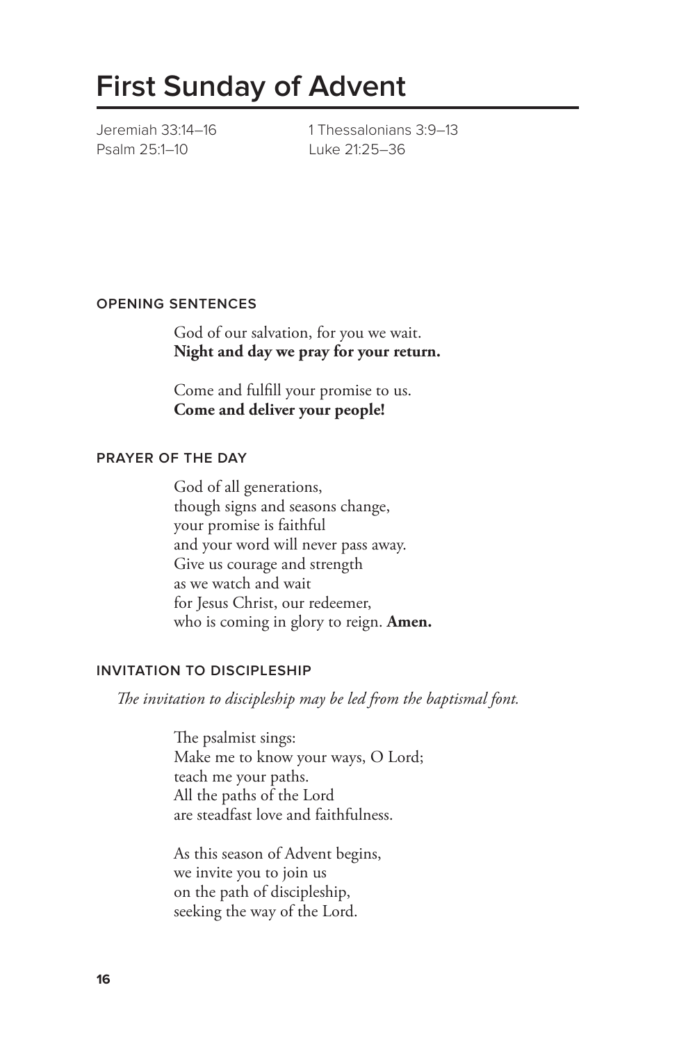# First Sunday of Advent

Jeremiah 33:14–16
Psalm 25:1–10
1 Thessalonians 3:9–13
Luke 21:25–36

### OPENING SENTENCES

God of our salvation, for you we wait.
**Night and day we pray for your return.**

Come and fulfill your promise to us.
**Come and deliver your people!**

### PRAYER OF THE DAY

God of all generations,
though signs and seasons change,
your promise is faithful
and your word will never pass away.
Give us courage and strength
as we watch and wait
for Jesus Christ, our redeemer,
who is coming in glory to reign. **Amen.**

### INVITATION TO DISCIPLESHIP

*The invitation to discipleship may be led from the baptismal font.*

The psalmist sings:
Make me to know your ways, O Lord;
teach me your paths.
All the paths of the Lord
are steadfast love and faithfulness.

As this season of Advent begins,
we invite you to join us
on the path of discipleship,
seeking the way of the Lord.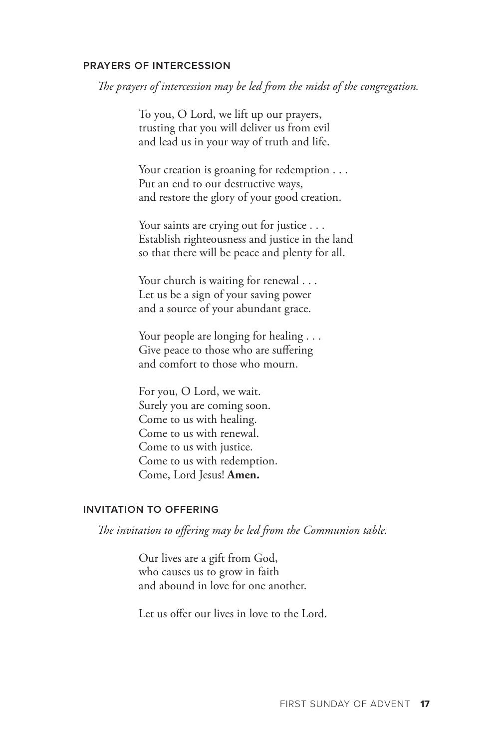## PRAYERS OF INTERCESSION

*The prayers of intercession may be led from the midst of the congregation.*

To you, O Lord, we lift up our prayers,
trusting that you will deliver us from evil
and lead us in your way of truth and life.

Your creation is groaning for redemption . . .
Put an end to our destructive ways,
and restore the glory of your good creation.

Your saints are crying out for justice . . .
Establish righteousness and justice in the land
so that there will be peace and plenty for all.

Your church is waiting for renewal . . .
Let us be a sign of your saving power
and a source of your abundant grace.

Your people are longing for healing . . .
Give peace to those who are suffering
and comfort to those who mourn.

For you, O Lord, we wait.
Surely you are coming soon.
Come to us with healing.
Come to us with renewal.
Come to us with justice.
Come to us with redemption.
Come, Lord Jesus! **Amen.**

## INVITATION TO OFFERING

*The invitation to offering may be led from the Communion table.*

Our lives are a gift from God,
who causes us to grow in faith
and abound in love for one another.

Let us offer our lives in love to the Lord.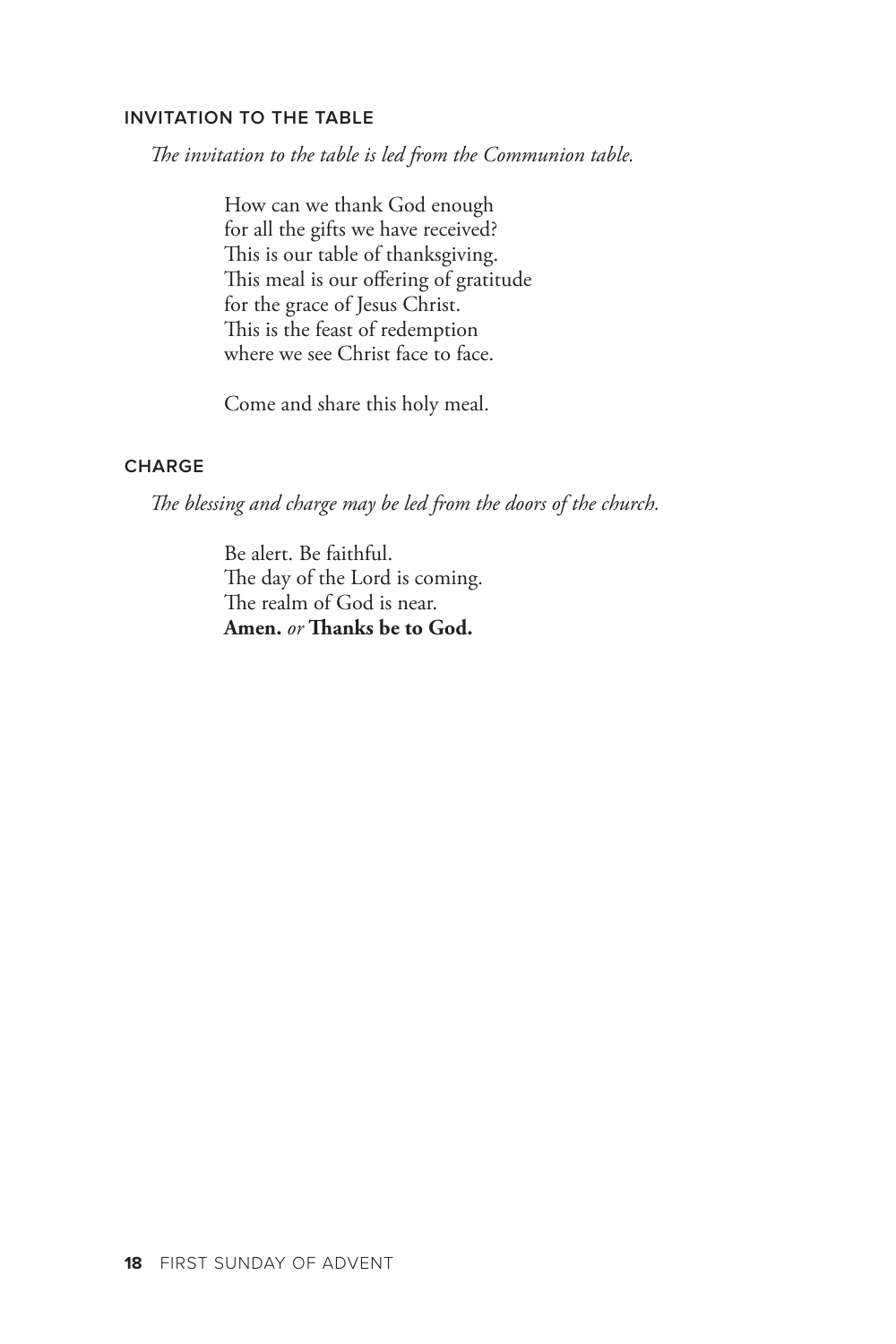## INVITATION TO THE TABLE

*The invitation to the table is led from the Communion table.*

How can we thank God enough  
for all the gifts we have received?  
This is our table of thanksgiving.  
This meal is our offering of gratitude  
for the grace of Jesus Christ.  
This is the feast of redemption  
where we see Christ face to face.

Come and share this holy meal.

## CHARGE

*The blessing and charge may be led from the doors of the church.*

Be alert. Be faithful.  
The day of the Lord is coming.  
The realm of God is near.  
**Amen.** *or* **Thanks be to God.**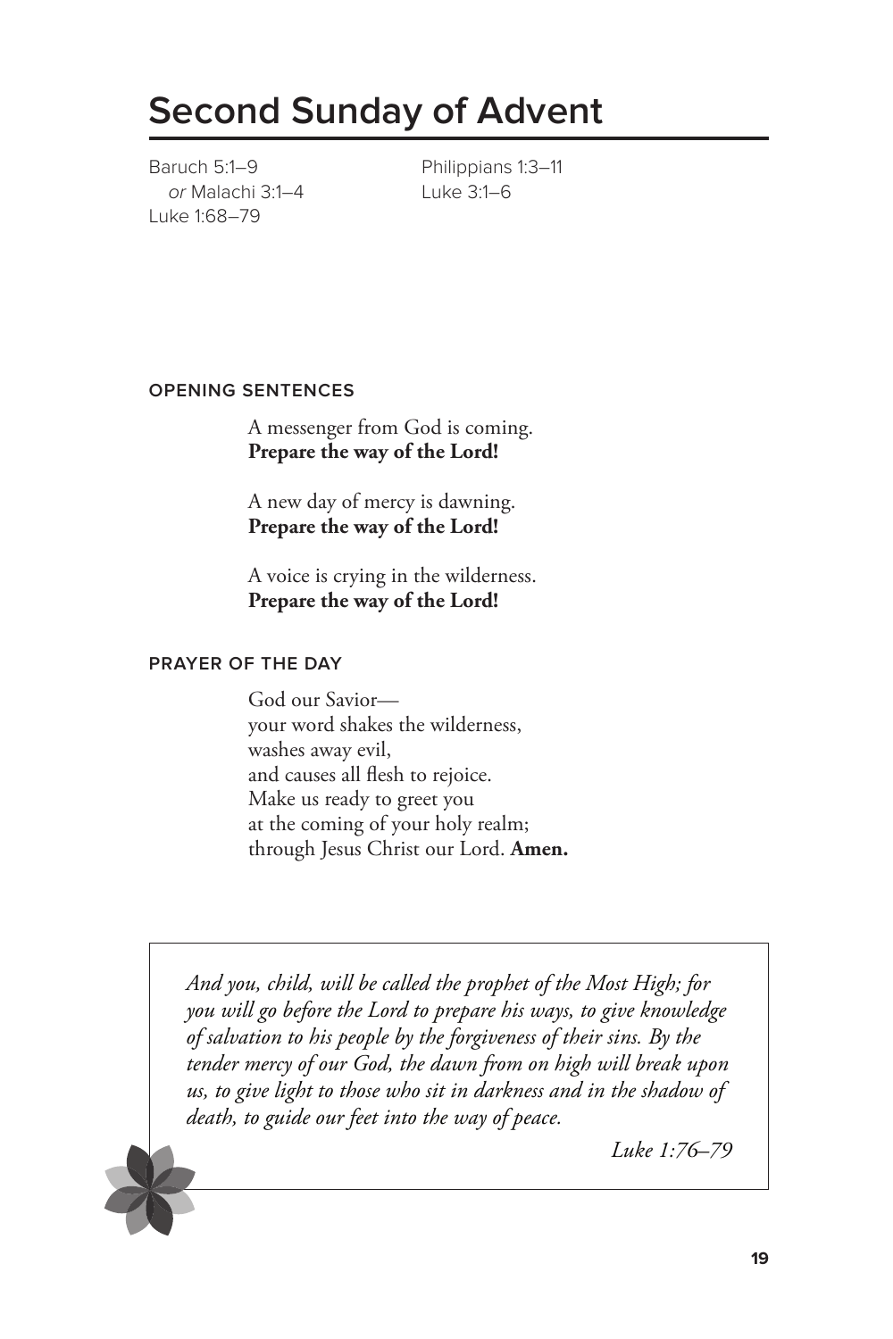# Second Sunday of Advent

Baruch 5:1–9
*or* Malachi 3:1–4
Luke 1:68–79
Philippians 1:3–11
Luke 3:1–6

## OPENING SENTENCES

A messenger from God is coming.
**Prepare the way of the Lord!**

A new day of mercy is dawning.
**Prepare the way of the Lord!**

A voice is crying in the wilderness.
**Prepare the way of the Lord!**

## PRAYER OF THE DAY

God our Savior—
your word shakes the wilderness,
washes away evil,
and causes all flesh to rejoice.
Make us ready to greet you
at the coming of your holy realm;
through Jesus Christ our Lord. **Amen.**

*And you, child, will be called the prophet of the Most High; for you will go before the Lord to prepare his ways, to give knowledge of salvation to his people by the forgiveness of their sins. By the tender mercy of our God, the dawn from on high will break upon us, to give light to those who sit in darkness and in the shadow of death, to guide our feet into the way of peace.*

*Luke 1:76–79*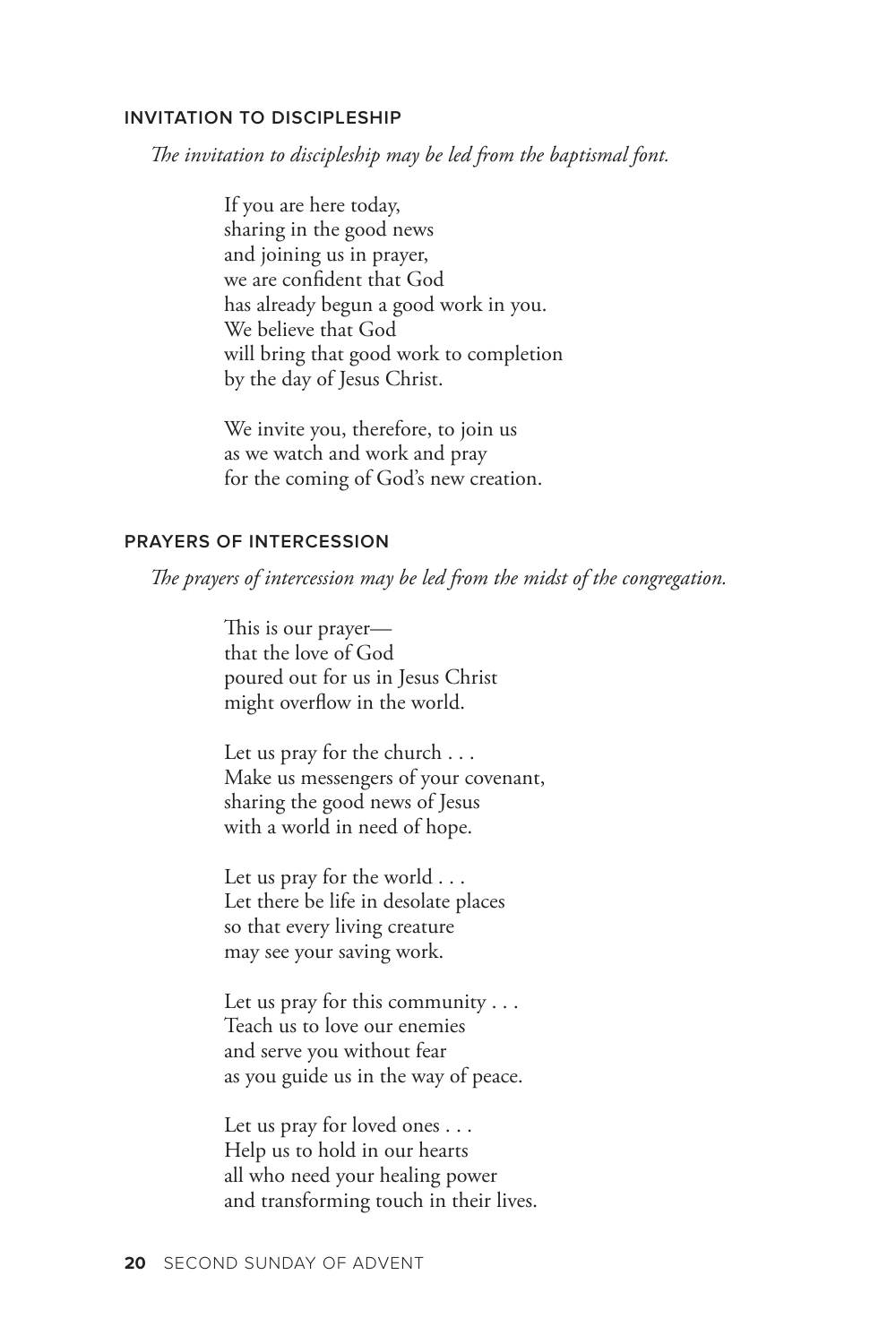## INVITATION TO DISCIPLESHIP

*The invitation to discipleship may be led from the baptismal font.*

If you are here today,
sharing in the good news
and joining us in prayer,
we are confident that God
has already begun a good work in you.
We believe that God
will bring that good work to completion
by the day of Jesus Christ.

We invite you, therefore, to join us
as we watch and work and pray
for the coming of God's new creation.

## PRAYERS OF INTERCESSION

*The prayers of intercession may be led from the midst of the congregation.*

This is our prayer—
that the love of God
poured out for us in Jesus Christ
might overflow in the world.

Let us pray for the church . . .
Make us messengers of your covenant,
sharing the good news of Jesus
with a world in need of hope.

Let us pray for the world . . .
Let there be life in desolate places
so that every living creature
may see your saving work.

Let us pray for this community . . .
Teach us to love our enemies
and serve you without fear
as you guide us in the way of peace.

Let us pray for loved ones . . .
Help us to hold in our hearts
all who need your healing power
and transforming touch in their lives.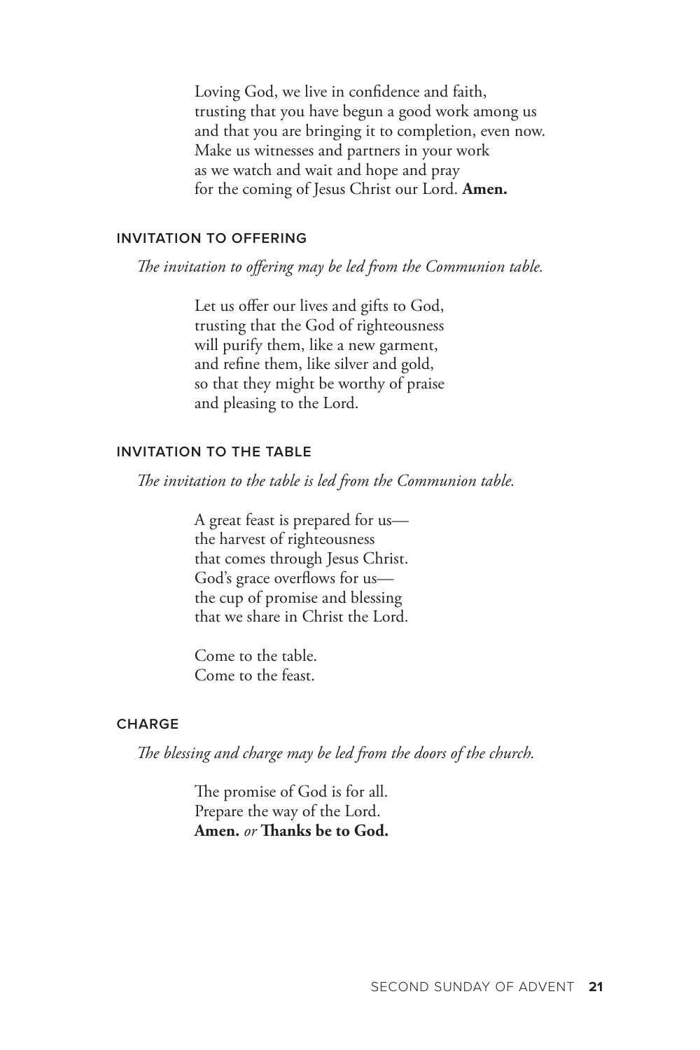Loving God, we live in confidence and faith,
trusting that you have begun a good work among us
and that you are bringing it to completion, even now.
Make us witnesses and partners in your work
as we watch and wait and hope and pray
for the coming of Jesus Christ our Lord. **Amen.**

## INVITATION TO OFFERING

*The invitation to offering may be led from the Communion table.*

Let us offer our lives and gifts to God,
trusting that the God of righteousness
will purify them, like a new garment,
and refine them, like silver and gold,
so that they might be worthy of praise
and pleasing to the Lord.

## INVITATION TO THE TABLE

*The invitation to the table is led from the Communion table.*

A great feast is prepared for us—
the harvest of righteousness
that comes through Jesus Christ.
God's grace overflows for us—
the cup of promise and blessing
that we share in Christ the Lord.

Come to the table.
Come to the feast.

## CHARGE

*The blessing and charge may be led from the doors of the church.*

The promise of God is for all.
Prepare the way of the Lord.
**Amen.** *or* **Thanks be to God.**